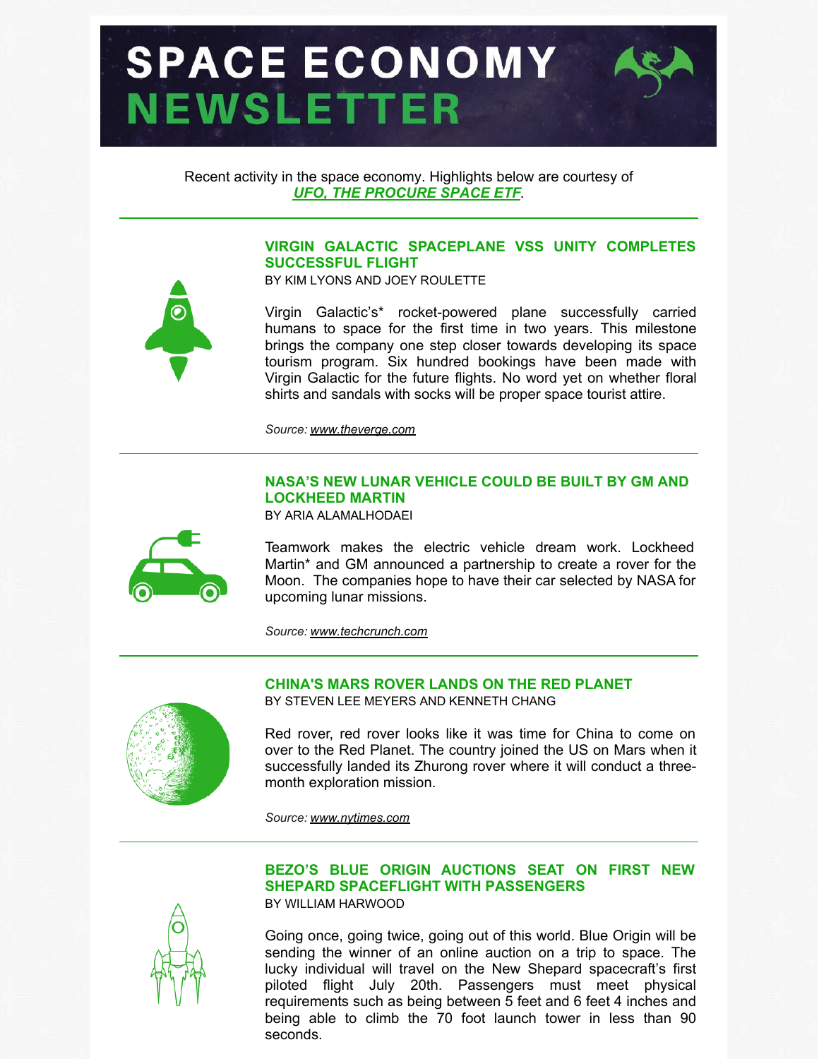# SPACE ECONOMY NEWSLETTER

Recent activity in the space economy. Highlights below are courtesy of ***UFO, THE PROCURE SPACE ETF***.

---

## VIRGIN GALACTIC SPACEPLANE VSS UNITY COMPLETES SUCCESSFUL FLIGHT

BY KIM LYONS AND JOEY ROULETTE

Virgin Galactic's* rocket-powered plane successfully carried humans to space for the first time in two years. This milestone brings the company one step closer towards developing its space tourism program. Six hundred bookings have been made with Virgin Galactic for the future flights. No word yet on whether floral shirts and sandals with socks will be proper space tourist attire.

*Source: www.theverge.com*

---

## NASA'S NEW LUNAR VEHICLE COULD BE BUILT BY GM AND LOCKHEED MARTIN

BY ARIA ALAMALHODAEI

Teamwork makes the electric vehicle dream work. Lockheed Martin* and GM announced a partnership to create a rover for the Moon. The companies hope to have their car selected by NASA for upcoming lunar missions.

*Source: www.techcrunch.com*

---

## CHINA'S MARS ROVER LANDS ON THE RED PLANET

BY STEVEN LEE MEYERS AND KENNETH CHANG

Red rover, red rover looks like it was time for China to come on over to the Red Planet. The country joined the US on Mars when it successfully landed its Zhurong rover where it will conduct a three-month exploration mission.

*Source: www.nytimes.com*

---

## BEZO'S BLUE ORIGIN AUCTIONS SEAT ON FIRST NEW SHEPARD SPACEFLIGHT WITH PASSENGERS

BY WILLIAM HARWOOD

Going once, going twice, going out of this world. Blue Origin will be sending the winner of an online auction on a trip to space. The lucky individual will travel on the New Shepard spacecraft's first piloted flight July 20th. Passengers must meet physical requirements such as being between 5 feet and 6 feet 4 inches and being able to climb the 70 foot launch tower in less than 90 seconds.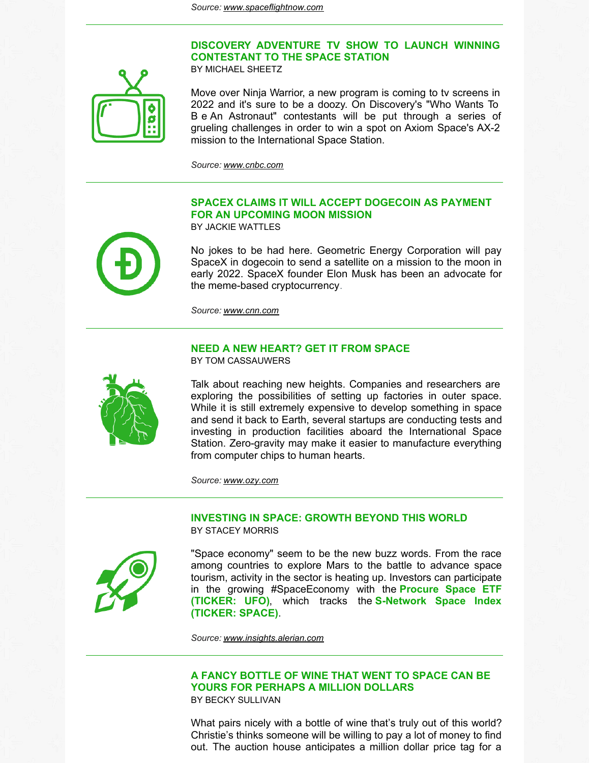*Source: www.spaceflightnow.com*

---

### DISCOVERY ADVENTURE TV SHOW TO LAUNCH WINNING CONTESTANT TO THE SPACE STATION

BY MICHAEL SHEETZ

Move over Ninja Warrior, a new program is coming to tv screens in 2022 and it's sure to be a doozy. On Discovery's "Who Wants To B e An Astronaut" contestants will be put through a series of grueling challenges in order to win a spot on Axiom Space's AX-2 mission to the International Space Station.

*Source: www.cnbc.com*

---

### SPACEX CLAIMS IT WILL ACCEPT DOGECOIN AS PAYMENT FOR AN UPCOMING MOON MISSION

BY JACKIE WATTLES

No jokes to be had here. Geometric Energy Corporation will pay SpaceX in dogecoin to send a satellite on a mission to the moon in early 2022. SpaceX founder Elon Musk has been an advocate for the meme-based cryptocurrency.

*Source: www.cnn.com*

---

### NEED A NEW HEART? GET IT FROM SPACE

BY TOM CASSAUWERS

Talk about reaching new heights. Companies and researchers are exploring the possibilities of setting up factories in outer space. While it is still extremely expensive to develop something in space and send it back to Earth, several startups are conducting tests and investing in production facilities aboard the International Space Station. Zero-gravity may make it easier to manufacture everything from computer chips to human hearts.

*Source: www.ozy.com*

---

### INVESTING IN SPACE: GROWTH BEYOND THIS WORLD

BY STACEY MORRIS

"Space economy" seem to be the new buzz words. From the race among countries to explore Mars to the battle to advance space tourism, activity in the sector is heating up. Investors can participate in the growing #SpaceEconomy with the **Procure Space ETF (TICKER: UFO)**, which tracks the **S-Network Space Index (TICKER: SPACE)**.

*Source: www.insights.alerian.com*

---

### A FANCY BOTTLE OF WINE THAT WENT TO SPACE CAN BE YOURS FOR PERHAPS A MILLION DOLLARS

BY BECKY SULLIVAN

What pairs nicely with a bottle of wine that's truly out of this world? Christie's thinks someone will be willing to pay a lot of money to find out. The auction house anticipates a million dollar price tag for a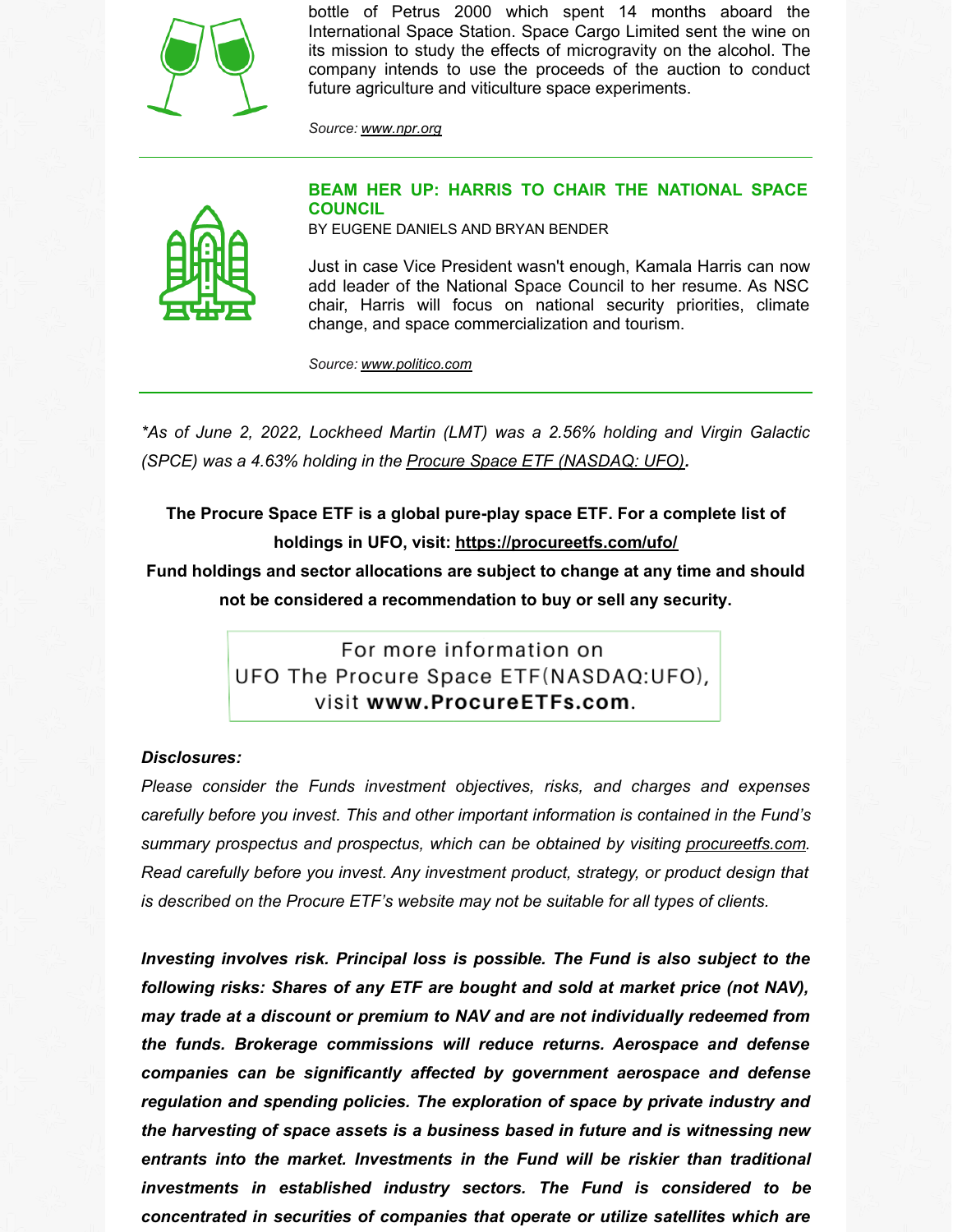bottle of Petrus 2000 which spent 14 months aboard the International Space Station. Space Cargo Limited sent the wine on its mission to study the effects of microgravity on the alcohol. The company intends to use the proceeds of the auction to conduct future agriculture and viticulture space experiments.

*Source: www.npr.org*

---

### BEAM HER UP: HARRIS TO CHAIR THE NATIONAL SPACE COUNCIL

BY EUGENE DANIELS AND BRYAN BENDER

Just in case Vice President wasn't enough, Kamala Harris can now add leader of the National Space Council to her resume. As NSC chair, Harris will focus on national security priorities, climate change, and space commercialization and tourism.

*Source: www.politico.com*

---

*\*As of June 2, 2022, Lockheed Martin (LMT) was a 2.56% holding and Virgin Galactic (SPCE) was a 4.63% holding in the Procure Space ETF (NASDAQ: UFO).*

**The Procure Space ETF is a global pure-play space ETF. For a complete list of holdings in UFO, visit: https://procureetfs.com/ufo/**

**Fund holdings and sector allocations are subject to change at any time and should not be considered a recommendation to buy or sell any security.**

For more information on UFO The Procure Space ETF(NASDAQ:UFO), visit **www.ProcureETFs.com**.

***Disclosures:***

*Please consider the Funds investment objectives, risks, and charges and expenses carefully before you invest. This and other important information is contained in the Fund's summary prospectus and prospectus, which can be obtained by visiting procureetfs.com. Read carefully before you invest. Any investment product, strategy, or product design that is described on the Procure ETF's website may not be suitable for all types of clients.*

***Investing involves risk. Principal loss is possible. The Fund is also subject to the following risks: Shares of any ETF are bought and sold at market price (not NAV), may trade at a discount or premium to NAV and are not individually redeemed from the funds. Brokerage commissions will reduce returns. Aerospace and defense companies can be significantly affected by government aerospace and defense regulation and spending policies. The exploration of space by private industry and the harvesting of space assets is a business based in future and is witnessing new entrants into the market. Investments in the Fund will be riskier than traditional investments in established industry sectors. The Fund is considered to be concentrated in securities of companies that operate or utilize satellites which are***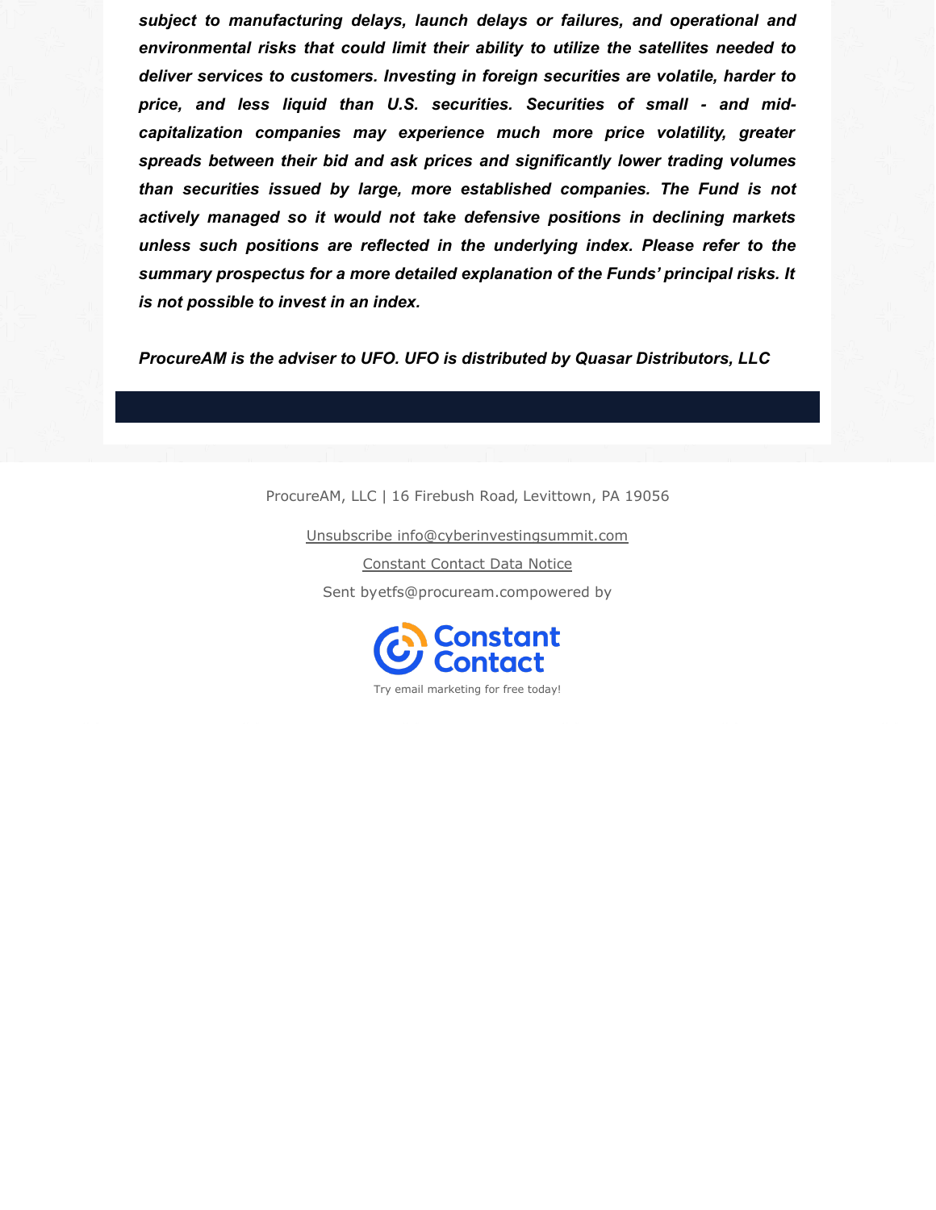***subject to manufacturing delays, launch delays or failures, and operational and environmental risks that could limit their ability to utilize the satellites needed to deliver services to customers. Investing in foreign securities are volatile, harder to price, and less liquid than U.S. securities. Securities of small - and mid-capitalization companies may experience much more price volatility, greater spreads between their bid and ask prices and significantly lower trading volumes than securities issued by large, more established companies. The Fund is not actively managed so it would not take defensive positions in declining markets unless such positions are reflected in the underlying index. Please refer to the summary prospectus for a more detailed explanation of the Funds' principal risks. It is not possible to invest in an index.***

***ProcureAM is the adviser to UFO. UFO is distributed by Quasar Distributors, LLC***

ProcureAM, LLC | 16 Firebush Road, Levittown, PA 19056

Unsubscribe info@cyberinvestingsummit.com

Constant Contact Data Notice

Sent byetfs@procuream.compowered by

Constant Contact

Try email marketing for free today!